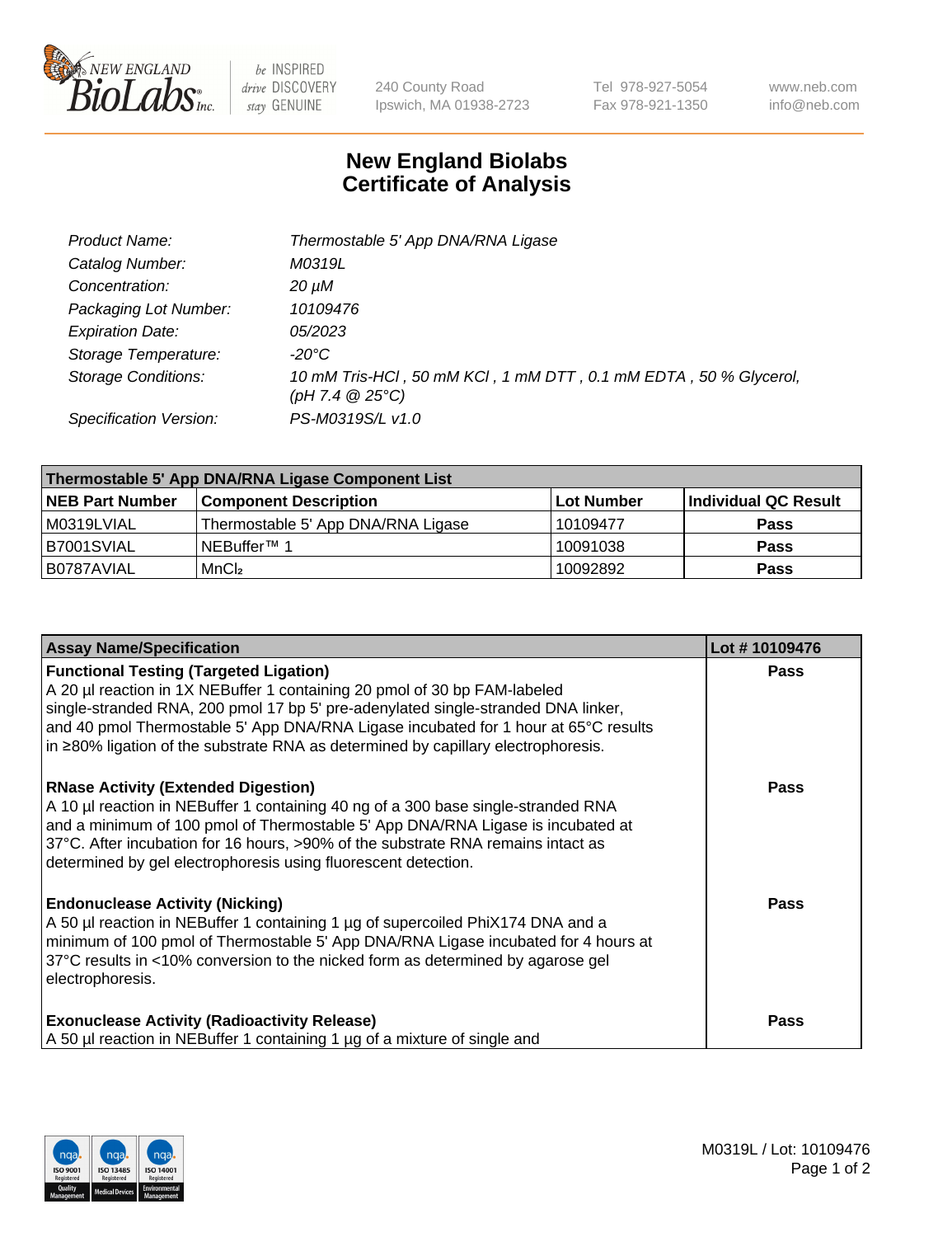240 County Road
Ipswich, MA 01938-2723

Tel 978-927-5054
Fax 978-921-1350

www.neb.com
info@neb.com

# New England Biolabs
# Certificate of Analysis

| | |
|---|---|
| *Product Name:* | *Thermostable 5' App DNA/RNA Ligase* |
| *Catalog Number:* | *M0319L* |
| *Concentration:* | *20 µM* |
| *Packaging Lot Number:* | *10109476* |
| *Expiration Date:* | *05/2023* |
| *Storage Temperature:* | *-20°C* |
| *Storage Conditions:* | *10 mM Tris-HCl , 50 mM KCl , 1 mM DTT , 0.1 mM EDTA , 50 % Glycerol, (pH 7.4 @ 25°C)* |
| *Specification Version:* | *PS-M0319S/L v1.0* |

| Thermostable 5' App DNA/RNA Ligase Component List | | | |
|---|---|---|---|
| **NEB Part Number** | **Component Description** | **Lot Number** | **Individual QC Result** |
| M0319LVIAL | Thermostable 5' App DNA/RNA Ligase | 10109477 | **Pass** |
| B7001SVIAL | NEBuffer™ 1 | 10091038 | **Pass** |
| B0787AVIAL | $MnCl_2$ | 10092892 | **Pass** |

| Assay Name/Specification | Lot # 10109476 |
|---|---|
| **Functional Testing (Targeted Ligation)**<br>A 20 µl reaction in 1X NEBuffer 1 containing 20 pmol of 30 bp FAM-labeled single-stranded RNA, 200 pmol 17 bp 5' pre-adenylated single-stranded DNA linker, and 40 pmol Thermostable 5' App DNA/RNA Ligase incubated for 1 hour at 65°C results in ≥80% ligation of the substrate RNA as determined by capillary electrophoresis. | **Pass** |
| **RNase Activity (Extended Digestion)**<br>A 10 µl reaction in NEBuffer 1 containing 40 ng of a 300 base single-stranded RNA and a minimum of 100 pmol of Thermostable 5' App DNA/RNA Ligase is incubated at 37°C. After incubation for 16 hours, >90% of the substrate RNA remains intact as determined by gel electrophoresis using fluorescent detection. | **Pass** |
| **Endonuclease Activity (Nicking)**<br>A 50 µl reaction in NEBuffer 1 containing 1 µg of supercoiled PhiX174 DNA and a minimum of 100 pmol of Thermostable 5' App DNA/RNA Ligase incubated for 4 hours at 37°C results in <10% conversion to the nicked form as determined by agarose gel electrophoresis. | **Pass** |
| **Exonuclease Activity (Radioactivity Release)**<br>A 50 µl reaction in NEBuffer 1 containing 1 µg of a mixture of single and | **Pass** |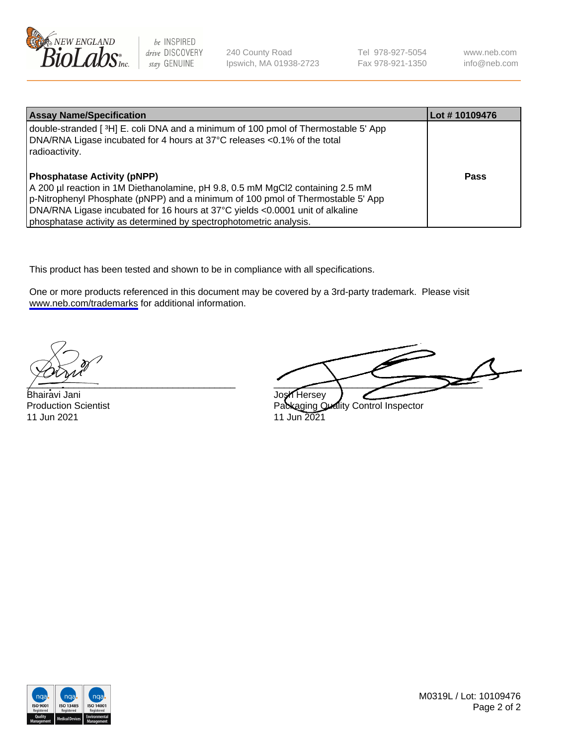| Assay Name/Specification | Lot # 10109476 |
|---|---|
| double-stranded [ $^{3}$H] E. coli DNA and a minimum of 100 pmol of Thermostable 5' App DNA/RNA Ligase incubated for 4 hours at 37°C releases <0.1% of the total radioactivity. | |
| **Phosphatase Activity (pNPP)**<br>A 200 µl reaction in 1M Diethanolamine, pH 9.8, 0.5 mM $MgCl_2$ containing 2.5 mM p-Nitrophenyl Phosphate (pNPP) and a minimum of 100 pmol of Thermostable 5' App DNA/RNA Ligase incubated for 16 hours at 37°C yields <0.0001 unit of alkaline phosphatase activity as determined by spectrophotometric analysis. | **Pass** |

This product has been tested and shown to be in compliance with all specifications.

One or more products referenced in this document may be covered by a 3rd-party trademark. Please visit www.neb.com/trademarks for additional information.

Bhairavi Jani
Production Scientist
11 Jun 2021

Josh Hersey
Packaging Quality Control Inspector
11 Jun 2021

M0319L / Lot: 10109476